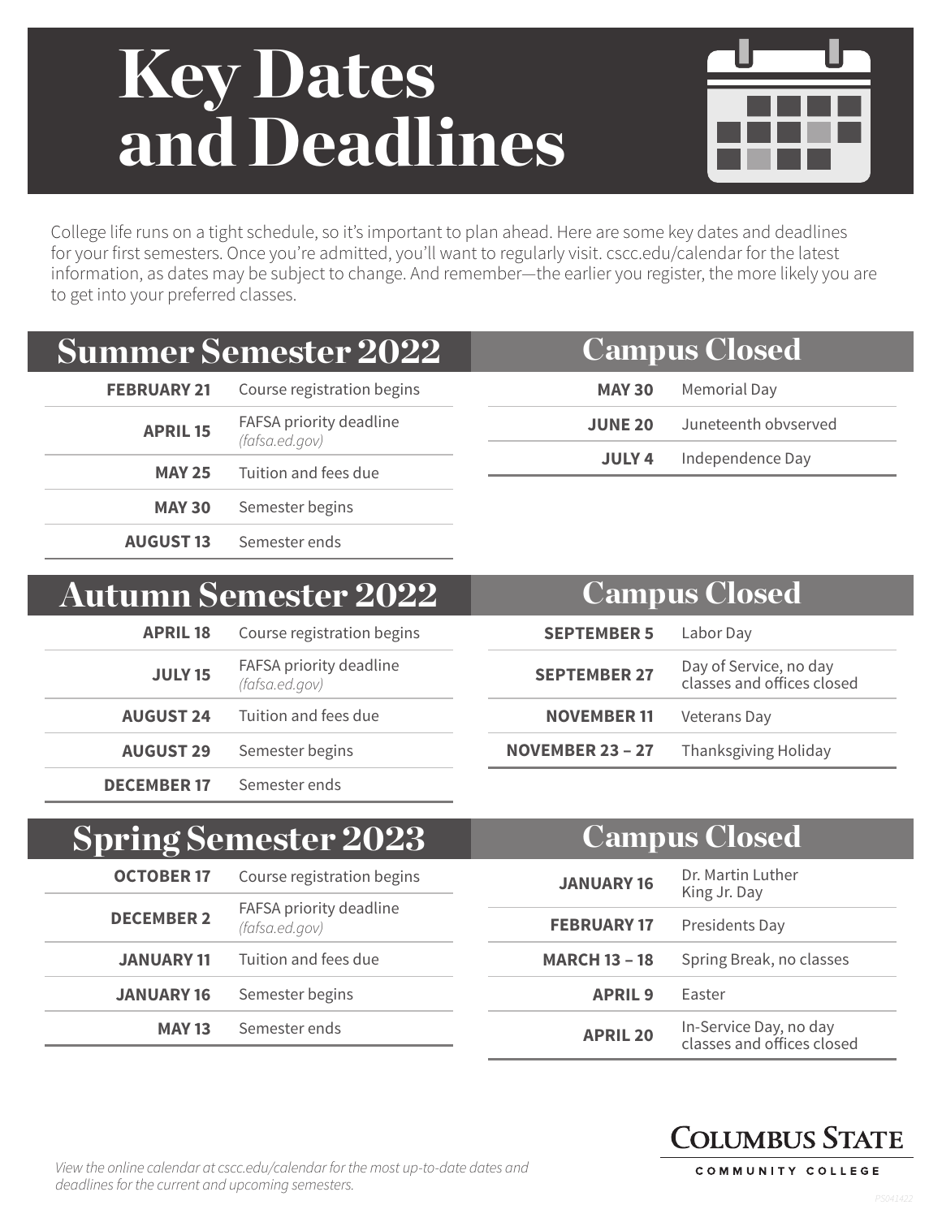# Key Dates and Deadlines

College life runs on a tight schedule, so it's important to plan ahead. Here are some key dates and deadlines for your first semesters. Once you're admitted, you'll want to regularly visit. cscc.edu/calendar for the latest information, as dates may be subject to change. And remember—the earlier you register, the more likely you are to get into your preferred classes.

## Summer Semester 2022

| Date | Event |
|---|---|
| **FEBRUARY 21** | Course registration begins |
| **APRIL 15** | FAFSA priority deadline *(fafsa.ed.gov)* |
| **MAY 25** | Tuition and fees due |
| **MAY 30** | Semester begins |
| **AUGUST 13** | Semester ends |

## Campus Closed

| Date | Event |
|---|---|
| **MAY 30** | Memorial Day |
| **JUNE 20** | Juneteenth obvserved |
| **JULY 4** | Independence Day |

## Autumn Semester 2022

| Date | Event |
|---|---|
| **APRIL 18** | Course registration begins |
| **JULY 15** | FAFSA priority deadline *(fafsa.ed.gov)* |
| **AUGUST 24** | Tuition and fees due |
| **AUGUST 29** | Semester begins |
| **DECEMBER 17** | Semester ends |

## Campus Closed

| Date | Event |
|---|---|
| **SEPTEMBER 5** | Labor Day |
| **SEPTEMBER 27** | Day of Service, no day classes and offices closed |
| **NOVEMBER 11** | Veterans Day |
| **NOVEMBER 23 – 27** | Thanksgiving Holiday |

## Spring Semester 2023

| Date | Event |
|---|---|
| **OCTOBER 17** | Course registration begins |
| **DECEMBER 2** | FAFSA priority deadline *(fafsa.ed.gov)* |
| **JANUARY 11** | Tuition and fees due |
| **JANUARY 16** | Semester begins |
| **MAY 13** | Semester ends |

## Campus Closed

| Date | Event |
|---|---|
| **JANUARY 16** | Dr. Martin Luther King Jr. Day |
| **FEBRUARY 17** | Presidents Day |
| **MARCH 13 – 18** | Spring Break, no classes |
| **APRIL 9** | Easter |
| **APRIL 20** | In-Service Day, no day classes and offices closed |

*View the online calendar at cscc.edu/calendar for the most up-to-date dates and deadlines for the current and upcoming semesters.*

**COLUMBUS STATE**
COMMUNITY COLLEGE

PS041422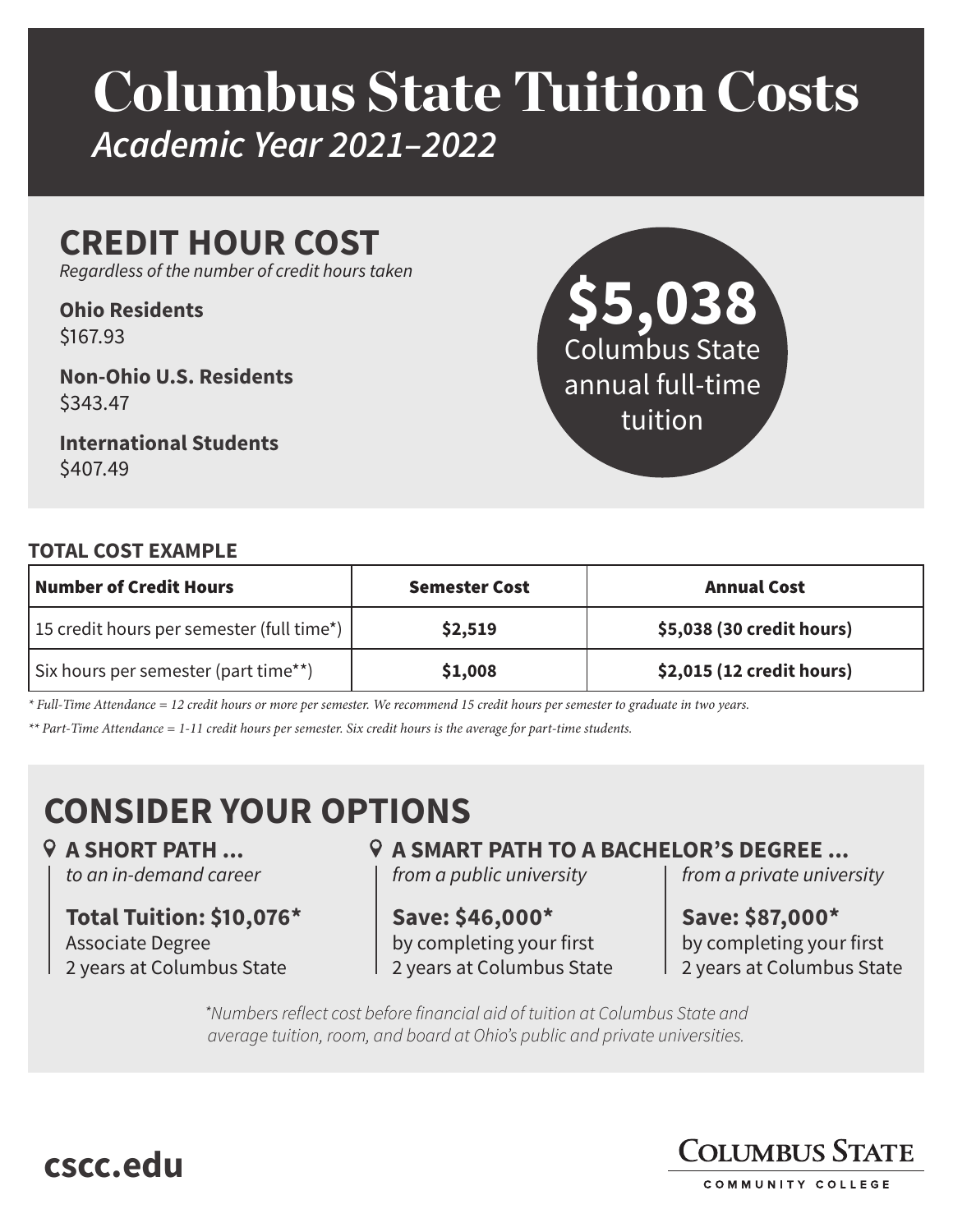# Columbus State Tuition Costs

*Academic Year 2021–2022*

## CREDIT HOUR COST

*Regardless of the number of credit hours taken*

**Ohio Residents**
$167.93

**Non-Ohio U.S. Residents**
$343.47

**International Students**
$407.49

**$5,038**
Columbus State annual full-time tuition

### TOTAL COST EXAMPLE

| Number of Credit Hours | Semester Cost | Annual Cost |
|---|---|---|
| 15 credit hours per semester (full time*) | **$2,519** | **$5,038 (30 credit hours)** |
| Six hours per semester (part time**) | **$1,008** | **$2,015 (12 credit hours)** |

*\* Full-Time Attendance = 12 credit hours or more per semester. We recommend 15 credit hours per semester to graduate in two years.*

*\*\* Part-Time Attendance = 1-11 credit hours per semester. Six credit hours is the average for part-time students.*

## CONSIDER YOUR OPTIONS

### A SHORT PATH ...

*to an in-demand career*

**Total Tuition: $10,076***
Associate Degree
2 years at Columbus State

### A SMART PATH TO A BACHELOR'S DEGREE ...

*from a public university*

**Save: $46,000***
by completing your first 2 years at Columbus State

*from a private university*

**Save: $87,000***
by completing your first 2 years at Columbus State

*\*Numbers reflect cost before financial aid of tuition at Columbus State and average tuition, room, and board at Ohio's public and private universities.*

cscc.edu

COLUMBUS STATE COMMUNITY COLLEGE